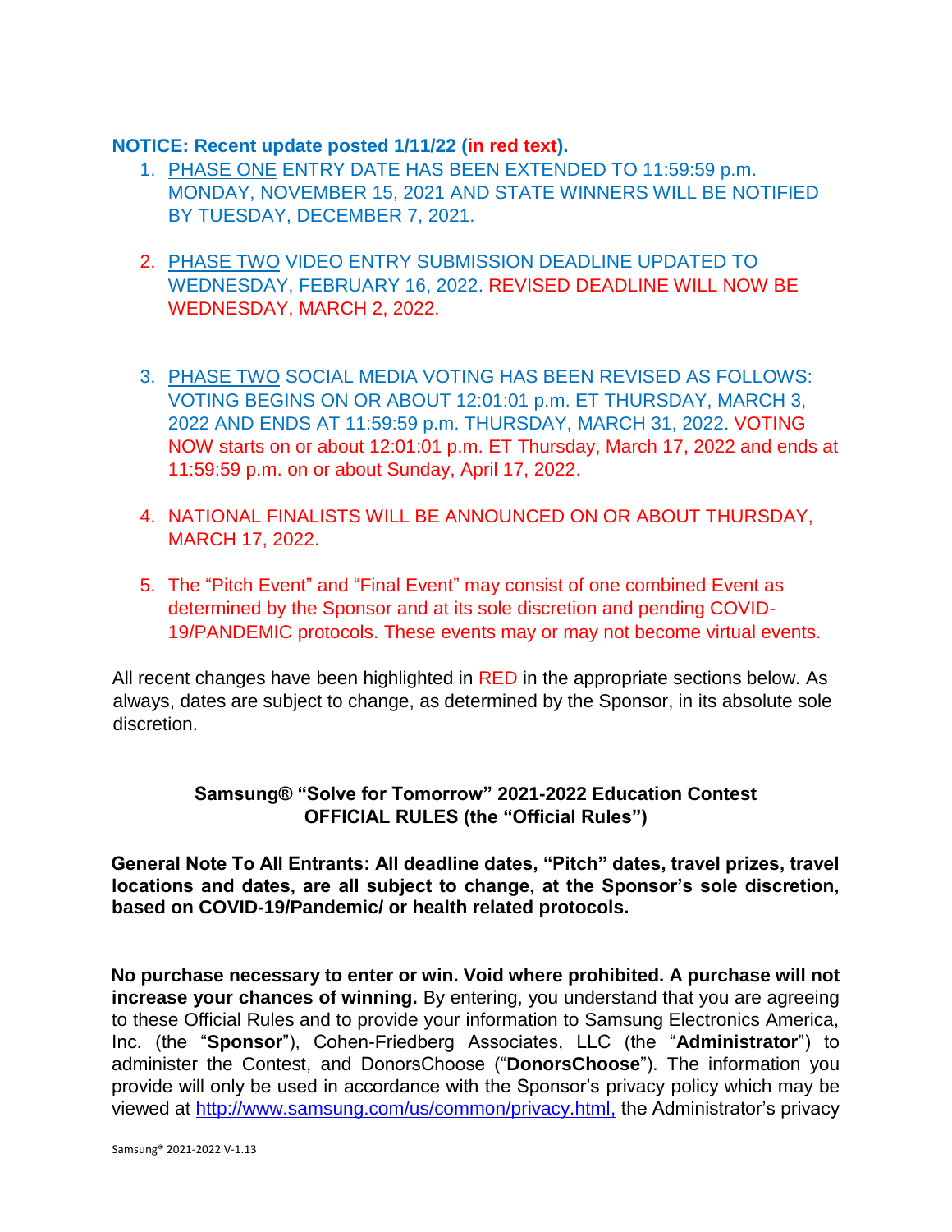**NOTICE: Recent update posted 1/11/22 (in red text).**

1. PHASE ONE ENTRY DATE HAS BEEN EXTENDED TO 11:59:59 p.m. MONDAY, NOVEMBER 15, 2021 AND STATE WINNERS WILL BE NOTIFIED BY TUESDAY, DECEMBER 7, 2021.

2. PHASE TWO VIDEO ENTRY SUBMISSION DEADLINE UPDATED TO WEDNESDAY, FEBRUARY 16, 2022. REVISED DEADLINE WILL NOW BE WEDNESDAY, MARCH 2, 2022.

3. PHASE TWO SOCIAL MEDIA VOTING HAS BEEN REVISED AS FOLLOWS: VOTING BEGINS ON OR ABOUT 12:01:01 p.m. ET THURSDAY, MARCH 3, 2022 AND ENDS AT 11:59:59 p.m. THURSDAY, MARCH 31, 2022. VOTING NOW starts on or about 12:01:01 p.m. ET Thursday, March 17, 2022 and ends at 11:59:59 p.m. on or about Sunday, April 17, 2022.

4. NATIONAL FINALISTS WILL BE ANNOUNCED ON OR ABOUT THURSDAY, MARCH 17, 2022.

5. The "Pitch Event" and "Final Event" may consist of one combined Event as determined by the Sponsor and at its sole discretion and pending COVID-19/PANDEMIC protocols. These events may or may not become virtual events.

All recent changes have been highlighted in RED in the appropriate sections below. As always, dates are subject to change, as determined by the Sponsor, in its absolute sole discretion.

## Samsung® "Solve for Tomorrow" 2021-2022 Education Contest OFFICIAL RULES (the "Official Rules")

**General Note To All Entrants: All deadline dates, "Pitch" dates, travel prizes, travel locations and dates, are all subject to change, at the Sponsor's sole discretion, based on COVID-19/Pandemic/ or health related protocols.**

**No purchase necessary to enter or win. Void where prohibited. A purchase will not increase your chances of winning.** By entering, you understand that you are agreeing to these Official Rules and to provide your information to Samsung Electronics America, Inc. (the "**Sponsor**"), Cohen-Friedberg Associates, LLC (the "**Administrator**") to administer the Contest, and DonorsChoose ("**DonorsChoose**"). The information you provide will only be used in accordance with the Sponsor's privacy policy which may be viewed at http://www.samsung.com/us/common/privacy.html, the Administrator's privacy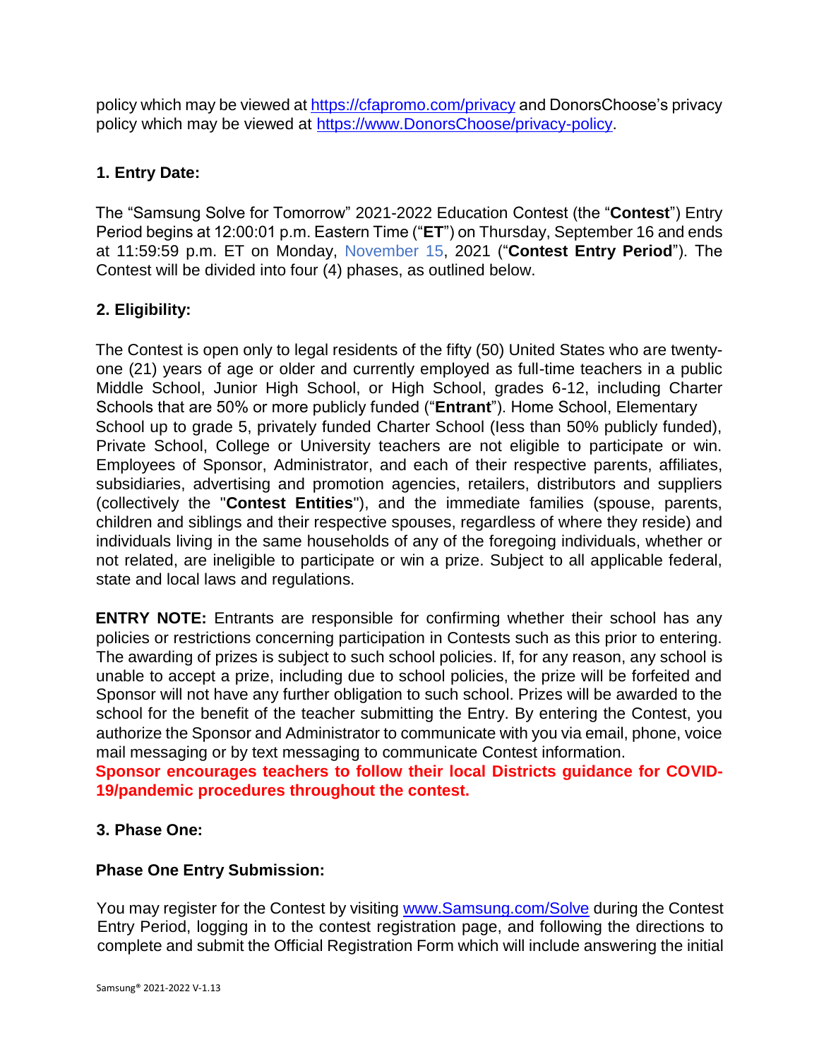policy which may be viewed at https://cfapromo.com/privacy and DonorsChoose's privacy policy which may be viewed at https://www.DonorsChoose/privacy-policy.

## 1. Entry Date:

The "Samsung Solve for Tomorrow" 2021-2022 Education Contest (the "**Contest**") Entry Period begins at 12:00:01 p.m. Eastern Time ("**ET**") on Thursday, September 16 and ends at 11:59:59 p.m. ET on Monday, November 15, 2021 ("**Contest Entry Period**"). The Contest will be divided into four (4) phases, as outlined below.

## 2. Eligibility:

The Contest is open only to legal residents of the fifty (50) United States who are twenty-one (21) years of age or older and currently employed as full-time teachers in a public Middle School, Junior High School, or High School, grades 6-12, including Charter Schools that are 50% or more publicly funded ("**Entrant**"). Home School, Elementary School up to grade 5, privately funded Charter School (less than 50% publicly funded), Private School, College or University teachers are not eligible to participate or win. Employees of Sponsor, Administrator, and each of their respective parents, affiliates, subsidiaries, advertising and promotion agencies, retailers, distributors and suppliers (collectively the "**Contest Entities**"), and the immediate families (spouse, parents, children and siblings and their respective spouses, regardless of where they reside) and individuals living in the same households of any of the foregoing individuals, whether or not related, are ineligible to participate or win a prize. Subject to all applicable federal, state and local laws and regulations.

**ENTRY NOTE:** Entrants are responsible for confirming whether their school has any policies or restrictions concerning participation in Contests such as this prior to entering. The awarding of prizes is subject to such school policies. If, for any reason, any school is unable to accept a prize, including due to school policies, the prize will be forfeited and Sponsor will not have any further obligation to such school. Prizes will be awarded to the school for the benefit of the teacher submitting the Entry. By entering the Contest, you authorize the Sponsor and Administrator to communicate with you via email, phone, voice mail messaging or by text messaging to communicate Contest information.

**Sponsor encourages teachers to follow their local Districts guidance for COVID-19/pandemic procedures throughout the contest.**

## 3. Phase One:

### Phase One Entry Submission:

You may register for the Contest by visiting www.Samsung.com/Solve during the Contest Entry Period, logging in to the contest registration page, and following the directions to complete and submit the Official Registration Form which will include answering the initial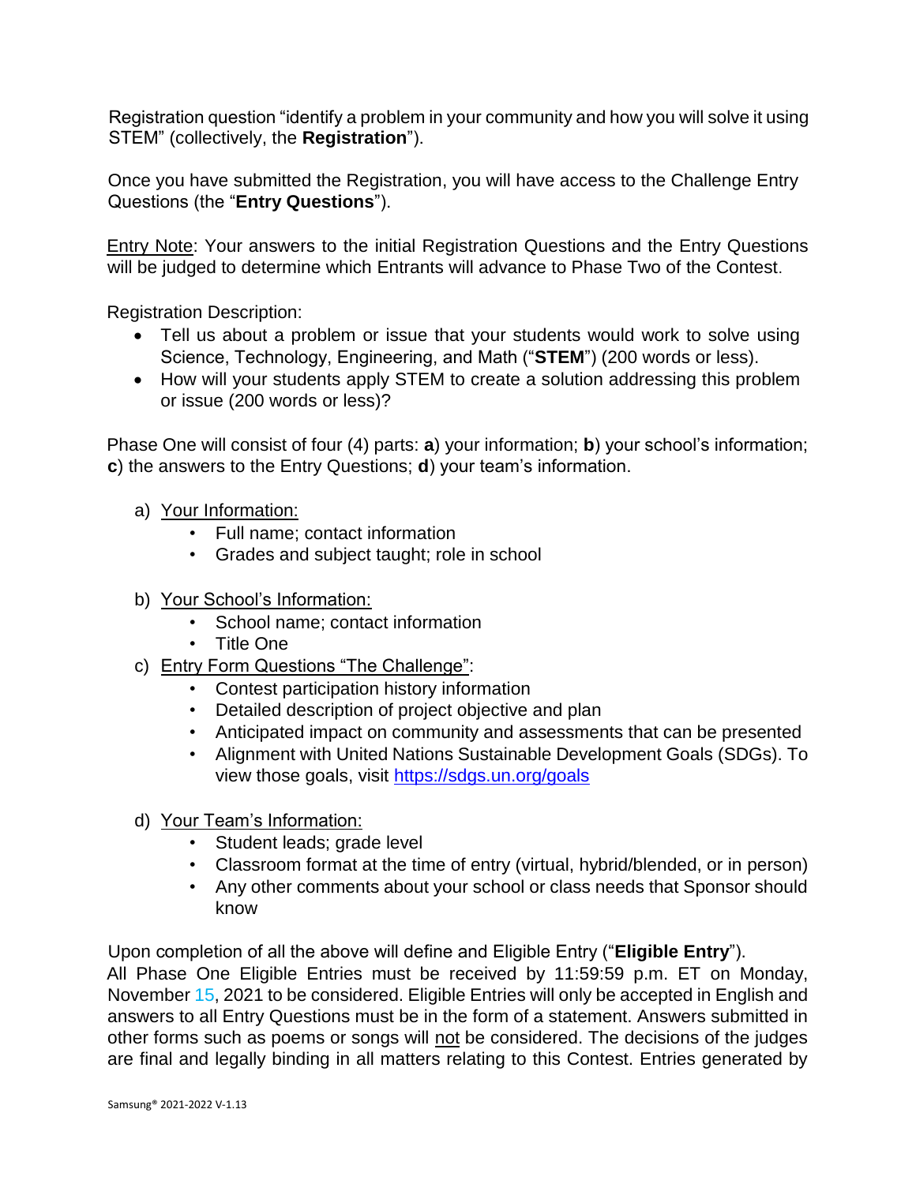Registration question "identify a problem in your community and how you will solve it using STEM" (collectively, the **Registration**").

Once you have submitted the Registration, you will have access to the Challenge Entry Questions (the "**Entry Questions**").

Entry Note: Your answers to the initial Registration Questions and the Entry Questions will be judged to determine which Entrants will advance to Phase Two of the Contest.

Registration Description:

- Tell us about a problem or issue that your students would work to solve using Science, Technology, Engineering, and Math ("**STEM**") (200 words or less).
- How will your students apply STEM to create a solution addressing this problem or issue (200 words or less)?

Phase One will consist of four (4) parts: **a**) your information; **b**) your school's information; **c**) the answers to the Entry Questions; **d**) your team's information.

a) Your Information:
   - Full name; contact information
   - Grades and subject taught; role in school

b) Your School's Information:
   - School name; contact information
   - Title One

c) Entry Form Questions "The Challenge":
   - Contest participation history information
   - Detailed description of project objective and plan
   - Anticipated impact on community and assessments that can be presented
   - Alignment with United Nations Sustainable Development Goals (SDGs). To view those goals, visit https://sdgs.un.org/goals

d) Your Team's Information:
   - Student leads; grade level
   - Classroom format at the time of entry (virtual, hybrid/blended, or in person)
   - Any other comments about your school or class needs that Sponsor should know

Upon completion of all the above will define and Eligible Entry ("**Eligible Entry**").
All Phase One Eligible Entries must be received by 11:59:59 p.m. ET on Monday, November 15, 2021 to be considered. Eligible Entries will only be accepted in English and answers to all Entry Questions must be in the form of a statement. Answers submitted in other forms such as poems or songs will not be considered. The decisions of the judges are final and legally binding in all matters relating to this Contest. Entries generated by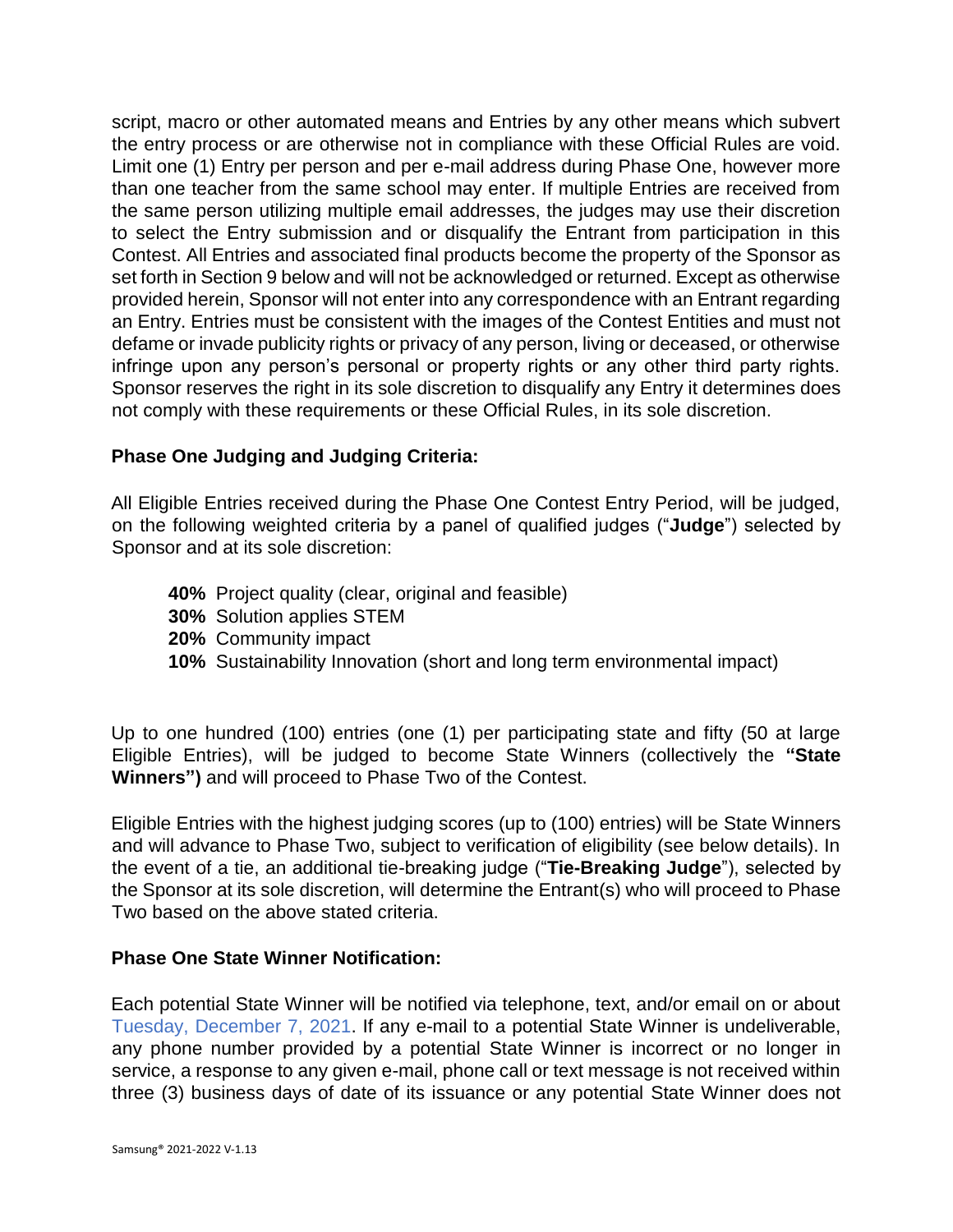script, macro or other automated means and Entries by any other means which subvert the entry process or are otherwise not in compliance with these Official Rules are void. Limit one (1) Entry per person and per e-mail address during Phase One, however more than one teacher from the same school may enter. If multiple Entries are received from the same person utilizing multiple email addresses, the judges may use their discretion to select the Entry submission and or disqualify the Entrant from participation in this Contest. All Entries and associated final products become the property of the Sponsor as set forth in Section 9 below and will not be acknowledged or returned. Except as otherwise provided herein, Sponsor will not enter into any correspondence with an Entrant regarding an Entry. Entries must be consistent with the images of the Contest Entities and must not defame or invade publicity rights or privacy of any person, living or deceased, or otherwise infringe upon any person's personal or property rights or any other third party rights. Sponsor reserves the right in its sole discretion to disqualify any Entry it determines does not comply with these requirements or these Official Rules, in its sole discretion.

**Phase One Judging and Judging Criteria:**

All Eligible Entries received during the Phase One Contest Entry Period, will be judged, on the following weighted criteria by a panel of qualified judges ("**Judge**") selected by Sponsor and at its sole discretion:

- **40%** Project quality (clear, original and feasible)
- **30%** Solution applies STEM
- **20%** Community impact
- **10%** Sustainability Innovation (short and long term environmental impact)

Up to one hundred (100) entries (one (1) per participating state and fifty (50 at large Eligible Entries), will be judged to become State Winners (collectively the **"State Winners")** and will proceed to Phase Two of the Contest.

Eligible Entries with the highest judging scores (up to (100) entries) will be State Winners and will advance to Phase Two, subject to verification of eligibility (see below details). In the event of a tie, an additional tie-breaking judge ("**Tie-Breaking Judge**"), selected by the Sponsor at its sole discretion, will determine the Entrant(s) who will proceed to Phase Two based on the above stated criteria.

**Phase One State Winner Notification:**

Each potential State Winner will be notified via telephone, text, and/or email on or about Tuesday, December 7, 2021. If any e-mail to a potential State Winner is undeliverable, any phone number provided by a potential State Winner is incorrect or no longer in service, a response to any given e-mail, phone call or text message is not received within three (3) business days of date of its issuance or any potential State Winner does not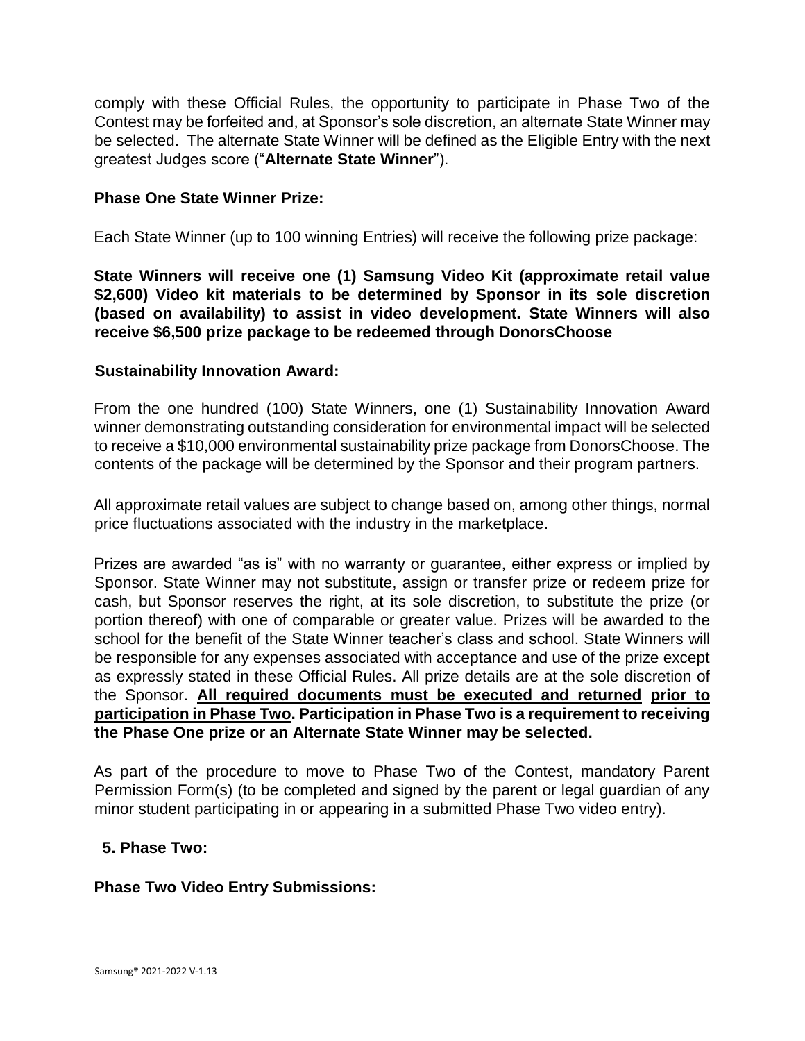comply with these Official Rules, the opportunity to participate in Phase Two of the Contest may be forfeited and, at Sponsor's sole discretion, an alternate State Winner may be selected. The alternate State Winner will be defined as the Eligible Entry with the next greatest Judges score ("**Alternate State Winner**").

**Phase One State Winner Prize:**

Each State Winner (up to 100 winning Entries) will receive the following prize package:

**State Winners will receive one (1) Samsung Video Kit (approximate retail value $2,600) Video kit materials to be determined by Sponsor in its sole discretion (based on availability) to assist in video development. State Winners will also receive $6,500 prize package to be redeemed through DonorsChoose**

**Sustainability Innovation Award:**

From the one hundred (100) State Winners, one (1) Sustainability Innovation Award winner demonstrating outstanding consideration for environmental impact will be selected to receive a $10,000 environmental sustainability prize package from DonorsChoose. The contents of the package will be determined by the Sponsor and their program partners.

All approximate retail values are subject to change based on, among other things, normal price fluctuations associated with the industry in the marketplace.

Prizes are awarded "as is" with no warranty or guarantee, either express or implied by Sponsor. State Winner may not substitute, assign or transfer prize or redeem prize for cash, but Sponsor reserves the right, at its sole discretion, to substitute the prize (or portion thereof) with one of comparable or greater value. Prizes will be awarded to the school for the benefit of the State Winner teacher's class and school. State Winners will be responsible for any expenses associated with acceptance and use of the prize except as expressly stated in these Official Rules. All prize details are at the sole discretion of the Sponsor. **All required documents must be executed and returned prior to participation in Phase Two. Participation in Phase Two is a requirement to receiving the Phase One prize or an Alternate State Winner may be selected.**

As part of the procedure to move to Phase Two of the Contest, mandatory Parent Permission Form(s) (to be completed and signed by the parent or legal guardian of any minor student participating in or appearing in a submitted Phase Two video entry).

**5. Phase Two:**

**Phase Two Video Entry Submissions:**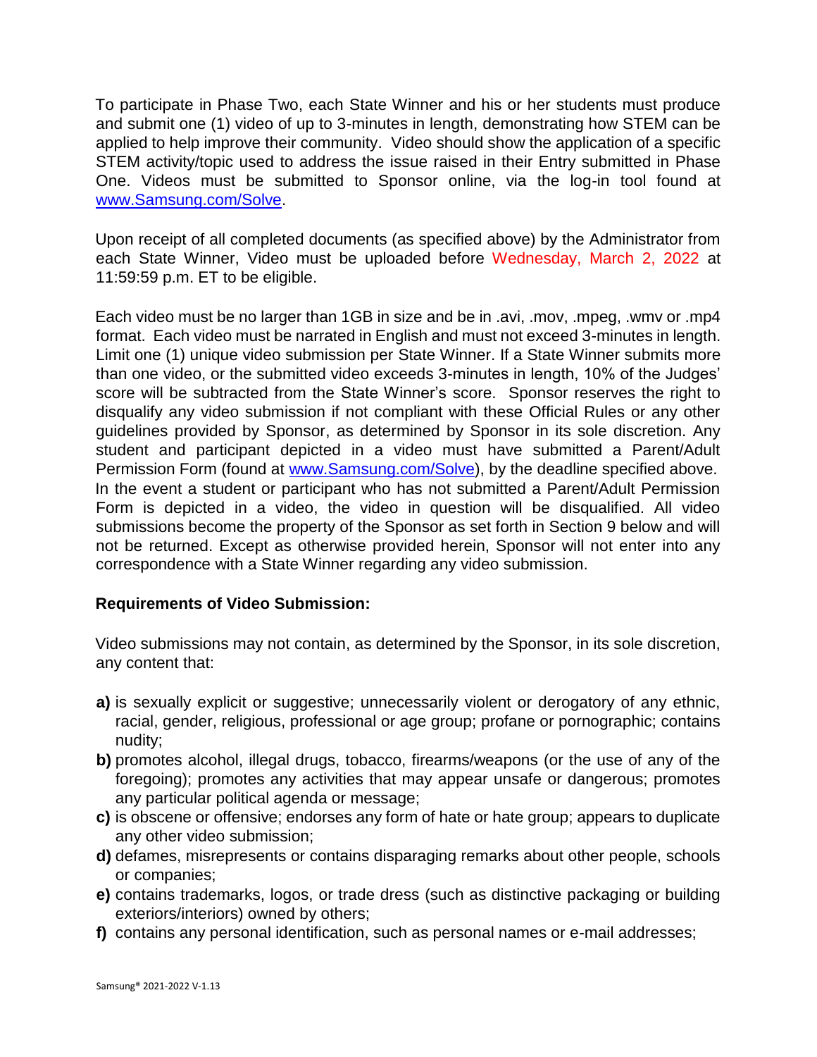To participate in Phase Two, each State Winner and his or her students must produce and submit one (1) video of up to 3-minutes in length, demonstrating how STEM can be applied to help improve their community. Video should show the application of a specific STEM activity/topic used to address the issue raised in their Entry submitted in Phase One. Videos must be submitted to Sponsor online, via the log-in tool found at www.Samsung.com/Solve.

Upon receipt of all completed documents (as specified above) by the Administrator from each State Winner, Video must be uploaded before Wednesday, March 2, 2022 at 11:59:59 p.m. ET to be eligible.

Each video must be no larger than 1GB in size and be in .avi, .mov, .mpeg, .wmv or .mp4 format. Each video must be narrated in English and must not exceed 3-minutes in length. Limit one (1) unique video submission per State Winner. If a State Winner submits more than one video, or the submitted video exceeds 3-minutes in length, 10% of the Judges' score will be subtracted from the State Winner's score. Sponsor reserves the right to disqualify any video submission if not compliant with these Official Rules or any other guidelines provided by Sponsor, as determined by Sponsor in its sole discretion. Any student and participant depicted in a video must have submitted a Parent/Adult Permission Form (found at www.Samsung.com/Solve), by the deadline specified above. In the event a student or participant who has not submitted a Parent/Adult Permission Form is depicted in a video, the video in question will be disqualified. All video submissions become the property of the Sponsor as set forth in Section 9 below and will not be returned. Except as otherwise provided herein, Sponsor will not enter into any correspondence with a State Winner regarding any video submission.

**Requirements of Video Submission:**

Video submissions may not contain, as determined by the Sponsor, in its sole discretion, any content that:

- **a)** is sexually explicit or suggestive; unnecessarily violent or derogatory of any ethnic, racial, gender, religious, professional or age group; profane or pornographic; contains nudity;
- **b)** promotes alcohol, illegal drugs, tobacco, firearms/weapons (or the use of any of the foregoing); promotes any activities that may appear unsafe or dangerous; promotes any particular political agenda or message;
- **c)** is obscene or offensive; endorses any form of hate or hate group; appears to duplicate any other video submission;
- **d)** defames, misrepresents or contains disparaging remarks about other people, schools or companies;
- **e)** contains trademarks, logos, or trade dress (such as distinctive packaging or building exteriors/interiors) owned by others;
- **f)** contains any personal identification, such as personal names or e-mail addresses;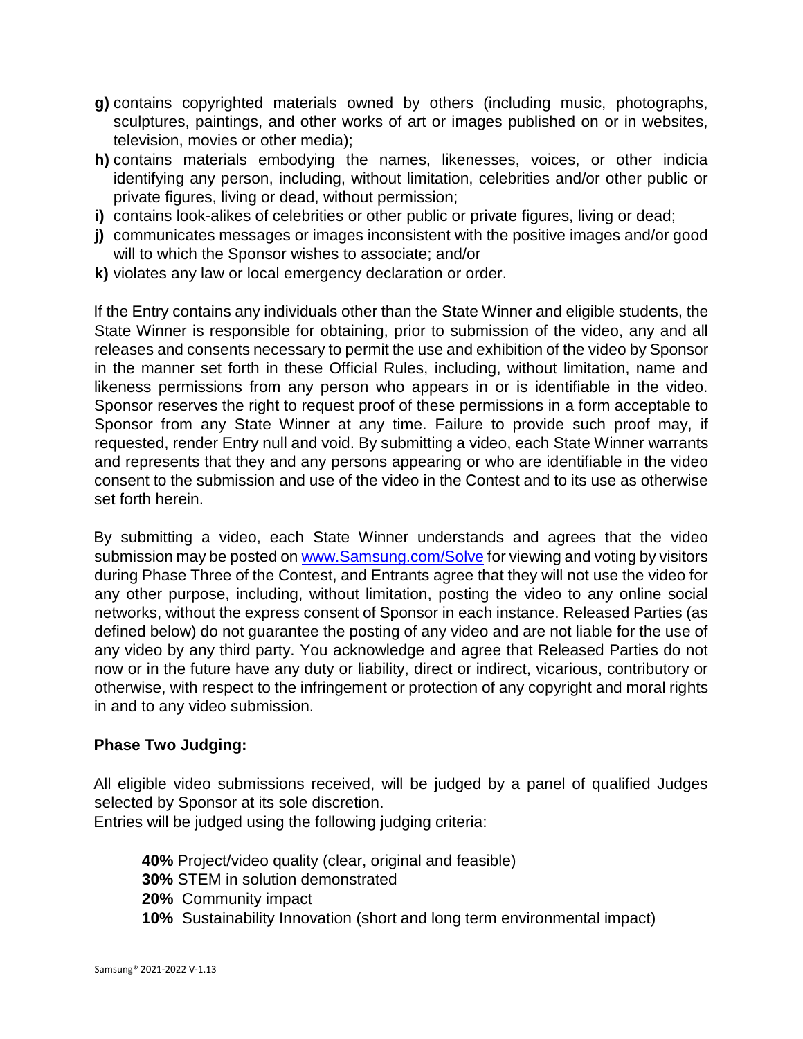- **g)** contains copyrighted materials owned by others (including music, photographs, sculptures, paintings, and other works of art or images published on or in websites, television, movies or other media);
- **h)** contains materials embodying the names, likenesses, voices, or other indicia identifying any person, including, without limitation, celebrities and/or other public or private figures, living or dead, without permission;
- **i)** contains look-alikes of celebrities or other public or private figures, living or dead;
- **j)** communicates messages or images inconsistent with the positive images and/or good will to which the Sponsor wishes to associate; and/or
- **k)** violates any law or local emergency declaration or order.

If the Entry contains any individuals other than the State Winner and eligible students, the State Winner is responsible for obtaining, prior to submission of the video, any and all releases and consents necessary to permit the use and exhibition of the video by Sponsor in the manner set forth in these Official Rules, including, without limitation, name and likeness permissions from any person who appears in or is identifiable in the video. Sponsor reserves the right to request proof of these permissions in a form acceptable to Sponsor from any State Winner at any time. Failure to provide such proof may, if requested, render Entry null and void. By submitting a video, each State Winner warrants and represents that they and any persons appearing or who are identifiable in the video consent to the submission and use of the video in the Contest and to its use as otherwise set forth herein.

By submitting a video, each State Winner understands and agrees that the video submission may be posted on www.Samsung.com/Solve for viewing and voting by visitors during Phase Three of the Contest, and Entrants agree that they will not use the video for any other purpose, including, without limitation, posting the video to any online social networks, without the express consent of Sponsor in each instance. Released Parties (as defined below) do not guarantee the posting of any video and are not liable for the use of any video by any third party. You acknowledge and agree that Released Parties do not now or in the future have any duty or liability, direct or indirect, vicarious, contributory or otherwise, with respect to the infringement or protection of any copyright and moral rights in and to any video submission.

**Phase Two Judging:**

All eligible video submissions received, will be judged by a panel of qualified Judges selected by Sponsor at its sole discretion.
Entries will be judged using the following judging criteria:

**40%** Project/video quality (clear, original and feasible)
**30%** STEM in solution demonstrated
**20%** Community impact
**10%** Sustainability Innovation (short and long term environmental impact)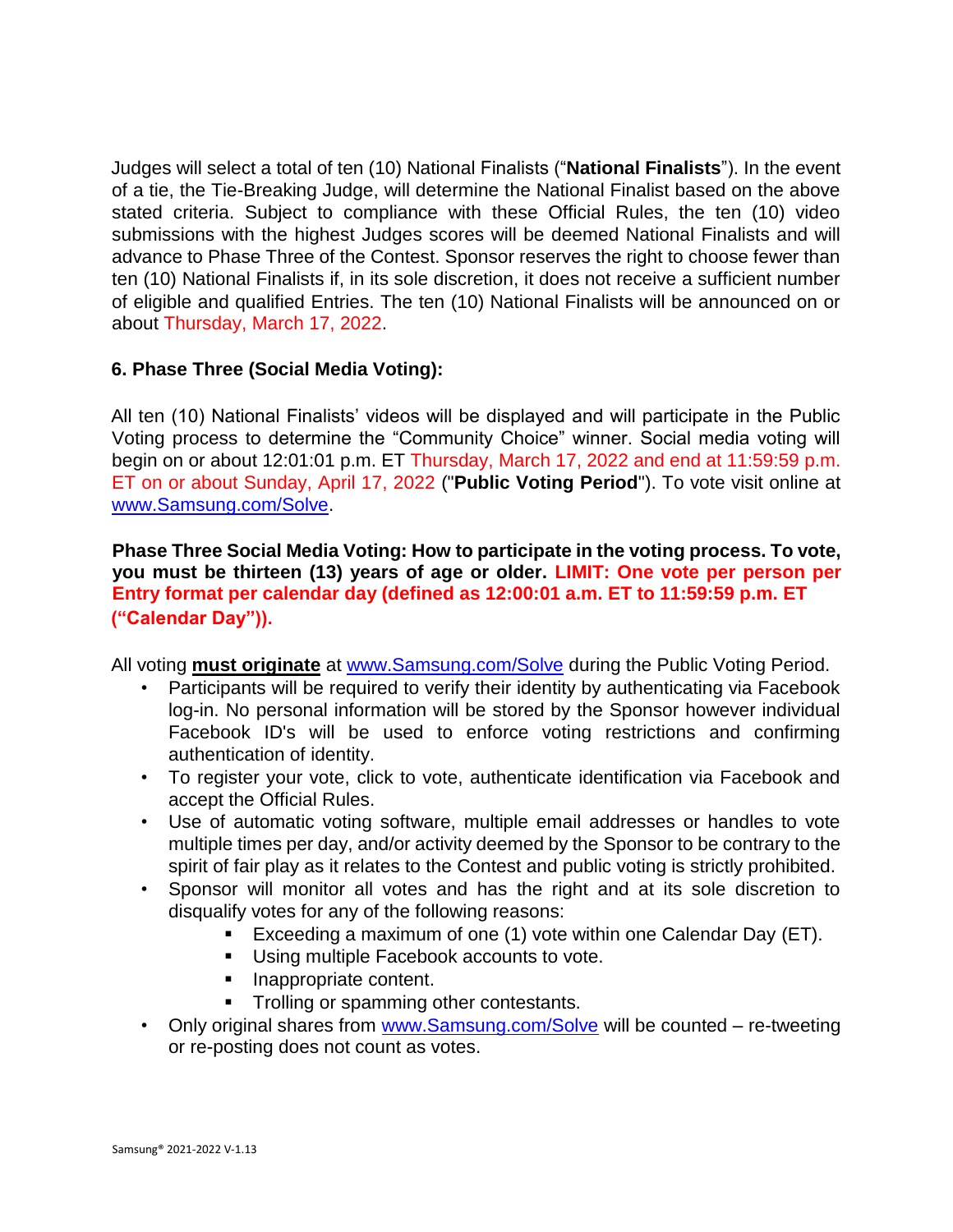Judges will select a total of ten (10) National Finalists ("**National Finalists**"). In the event of a tie, the Tie-Breaking Judge, will determine the National Finalist based on the above stated criteria. Subject to compliance with these Official Rules, the ten (10) video submissions with the highest Judges scores will be deemed National Finalists and will advance to Phase Three of the Contest. Sponsor reserves the right to choose fewer than ten (10) National Finalists if, in its sole discretion, it does not receive a sufficient number of eligible and qualified Entries. The ten (10) National Finalists will be announced on or about Thursday, March 17, 2022.

### 6. Phase Three (Social Media Voting):

All ten (10) National Finalists' videos will be displayed and will participate in the Public Voting process to determine the "Community Choice" winner. Social media voting will begin on or about 12:01:01 p.m. ET Thursday, March 17, 2022 and end at 11:59:59 p.m. ET on or about Sunday, April 17, 2022 ("**Public Voting Period**"). To vote visit online at www.Samsung.com/Solve.

**Phase Three Social Media Voting: How to participate in the voting process. To vote, you must be thirteen (13) years of age or older. LIMIT: One vote per person per Entry format per calendar day (defined as 12:00:01 a.m. ET to 11:59:59 p.m. ET ("Calendar Day")).**

All voting **must originate** at www.Samsung.com/Solve during the Public Voting Period.

- Participants will be required to verify their identity by authenticating via Facebook log-in. No personal information will be stored by the Sponsor however individual Facebook ID's will be used to enforce voting restrictions and confirming authentication of identity.
- To register your vote, click to vote, authenticate identification via Facebook and accept the Official Rules.
- Use of automatic voting software, multiple email addresses or handles to vote multiple times per day, and/or activity deemed by the Sponsor to be contrary to the spirit of fair play as it relates to the Contest and public voting is strictly prohibited.
- Sponsor will monitor all votes and has the right and at its sole discretion to disqualify votes for any of the following reasons:
  - Exceeding a maximum of one (1) vote within one Calendar Day (ET).
  - Using multiple Facebook accounts to vote.
  - Inappropriate content.
  - Trolling or spamming other contestants.
- Only original shares from www.Samsung.com/Solve will be counted – re-tweeting or re-posting does not count as votes.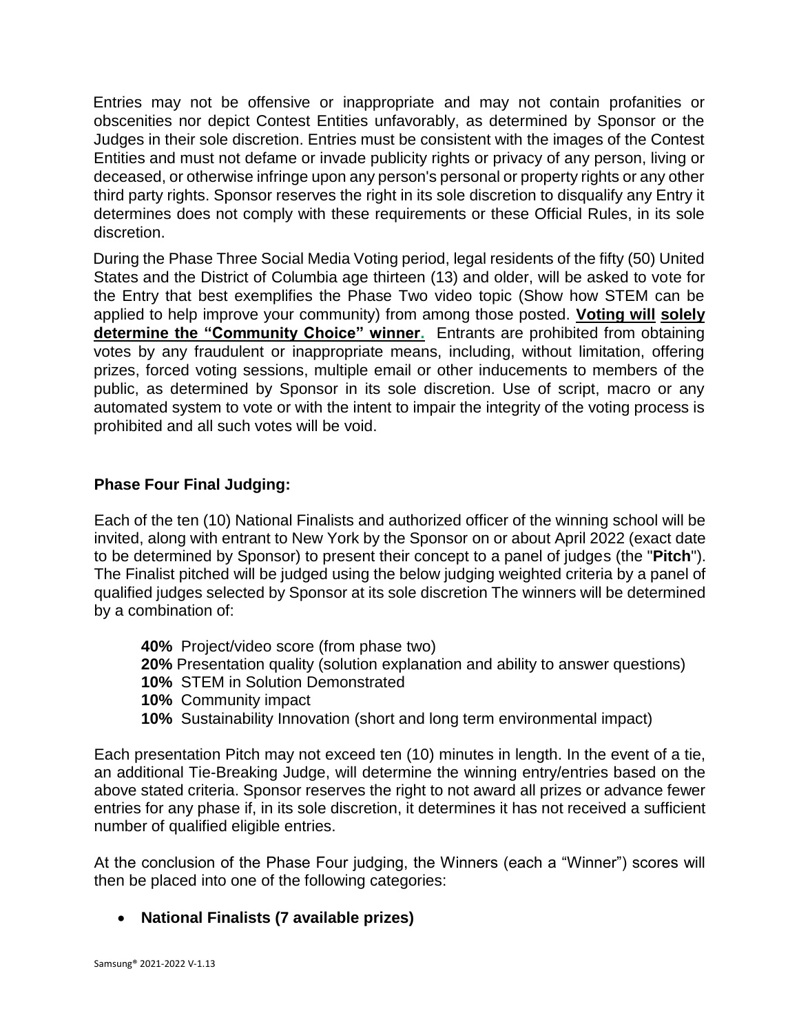Entries may not be offensive or inappropriate and may not contain profanities or obscenities nor depict Contest Entities unfavorably, as determined by Sponsor or the Judges in their sole discretion. Entries must be consistent with the images of the Contest Entities and must not defame or invade publicity rights or privacy of any person, living or deceased, or otherwise infringe upon any person's personal or property rights or any other third party rights. Sponsor reserves the right in its sole discretion to disqualify any Entry it determines does not comply with these requirements or these Official Rules, in its sole discretion.

During the Phase Three Social Media Voting period, legal residents of the fifty (50) United States and the District of Columbia age thirteen (13) and older, will be asked to vote for the Entry that best exemplifies the Phase Two video topic (Show how STEM can be applied to help improve your community) from among those posted. **Voting will solely determine the "Community Choice" winner.** Entrants are prohibited from obtaining votes by any fraudulent or inappropriate means, including, without limitation, offering prizes, forced voting sessions, multiple email or other inducements to members of the public, as determined by Sponsor in its sole discretion. Use of script, macro or any automated system to vote or with the intent to impair the integrity of the voting process is prohibited and all such votes will be void.

**Phase Four Final Judging:**

Each of the ten (10) National Finalists and authorized officer of the winning school will be invited, along with entrant to New York by the Sponsor on or about April 2022 (exact date to be determined by Sponsor) to present their concept to a panel of judges (the "**Pitch**"). The Finalist pitched will be judged using the below judging weighted criteria by a panel of qualified judges selected by Sponsor at its sole discretion The winners will be determined by a combination of:

**40%** Project/video score (from phase two)
**20%** Presentation quality (solution explanation and ability to answer questions)
**10%** STEM in Solution Demonstrated
**10%** Community impact
**10%** Sustainability Innovation (short and long term environmental impact)

Each presentation Pitch may not exceed ten (10) minutes in length. In the event of a tie, an additional Tie-Breaking Judge, will determine the winning entry/entries based on the above stated criteria. Sponsor reserves the right to not award all prizes or advance fewer entries for any phase if, in its sole discretion, it determines it has not received a sufficient number of qualified eligible entries.

At the conclusion of the Phase Four judging, the Winners (each a "Winner") scores will then be placed into one of the following categories:

- **National Finalists (7 available prizes)**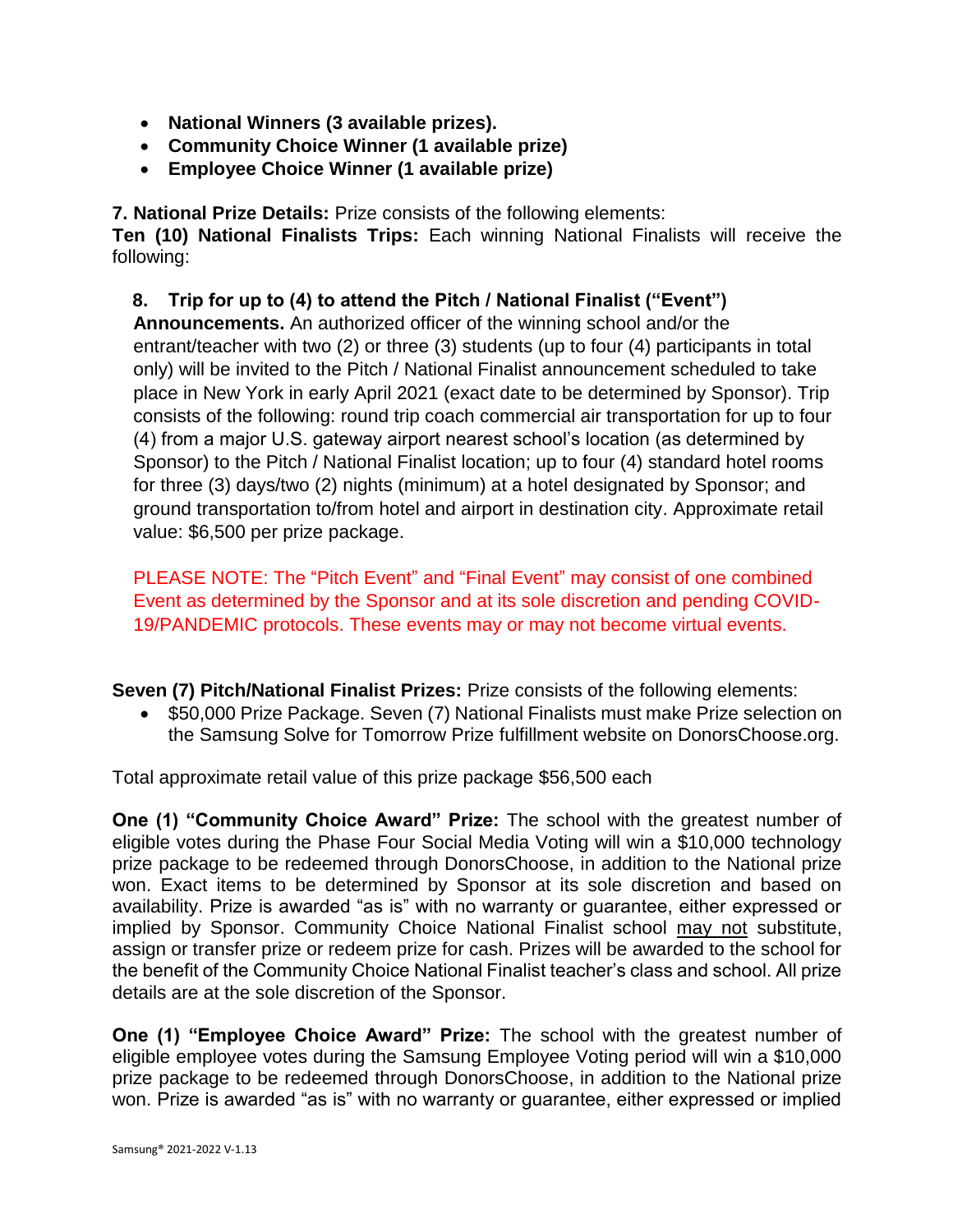- **National Winners (3 available prizes).**
- **Community Choice Winner (1 available prize)**
- **Employee Choice Winner (1 available prize)**

**7. National Prize Details:** Prize consists of the following elements:
**Ten (10) National Finalists Trips:** Each winning National Finalists will receive the following:

**8. Trip for up to (4) to attend the Pitch / National Finalist ("Event") Announcements.** An authorized officer of the winning school and/or the entrant/teacher with two (2) or three (3) students (up to four (4) participants in total only) will be invited to the Pitch / National Finalist announcement scheduled to take place in New York in early April 2021 (exact date to be determined by Sponsor). Trip consists of the following: round trip coach commercial air transportation for up to four (4) from a major U.S. gateway airport nearest school's location (as determined by Sponsor) to the Pitch / National Finalist location; up to four (4) standard hotel rooms for three (3) days/two (2) nights (minimum) at a hotel designated by Sponsor; and ground transportation to/from hotel and airport in destination city. Approximate retail value: $6,500 per prize package.

PLEASE NOTE: The "Pitch Event" and "Final Event" may consist of one combined Event as determined by the Sponsor and at its sole discretion and pending COVID-19/PANDEMIC protocols. These events may or may not become virtual events.

**Seven (7) Pitch/National Finalist Prizes:** Prize consists of the following elements:

- $50,000 Prize Package. Seven (7) National Finalists must make Prize selection on the Samsung Solve for Tomorrow Prize fulfillment website on DonorsChoose.org.

Total approximate retail value of this prize package $56,500 each

**One (1) "Community Choice Award" Prize:** The school with the greatest number of eligible votes during the Phase Four Social Media Voting will win a $10,000 technology prize package to be redeemed through DonorsChoose, in addition to the National prize won. Exact items to be determined by Sponsor at its sole discretion and based on availability. Prize is awarded "as is" with no warranty or guarantee, either expressed or implied by Sponsor. Community Choice National Finalist school may not substitute, assign or transfer prize or redeem prize for cash. Prizes will be awarded to the school for the benefit of the Community Choice National Finalist teacher's class and school. All prize details are at the sole discretion of the Sponsor.

**One (1) "Employee Choice Award" Prize:** The school with the greatest number of eligible employee votes during the Samsung Employee Voting period will win a $10,000 prize package to be redeemed through DonorsChoose, in addition to the National prize won. Prize is awarded "as is" with no warranty or guarantee, either expressed or implied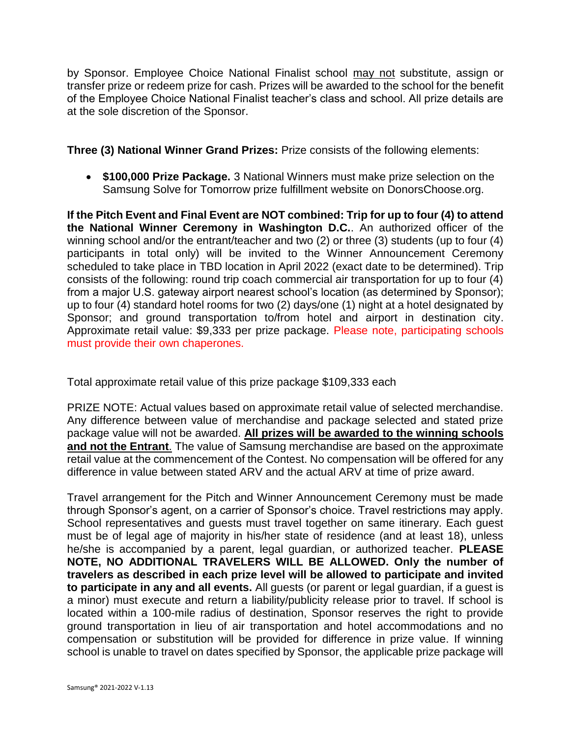by Sponsor. Employee Choice National Finalist school may not substitute, assign or transfer prize or redeem prize for cash. Prizes will be awarded to the school for the benefit of the Employee Choice National Finalist teacher's class and school. All prize details are at the sole discretion of the Sponsor.

**Three (3) National Winner Grand Prizes:** Prize consists of the following elements:

- **$100,000 Prize Package.** 3 National Winners must make prize selection on the Samsung Solve for Tomorrow prize fulfillment website on DonorsChoose.org.

**If the Pitch Event and Final Event are NOT combined: Trip for up to four (4) to attend the National Winner Ceremony in Washington D.C.**. An authorized officer of the winning school and/or the entrant/teacher and two (2) or three (3) students (up to four (4) participants in total only) will be invited to the Winner Announcement Ceremony scheduled to take place in TBD location in April 2022 (exact date to be determined). Trip consists of the following: round trip coach commercial air transportation for up to four (4) from a major U.S. gateway airport nearest school's location (as determined by Sponsor); up to four (4) standard hotel rooms for two (2) days/one (1) night at a hotel designated by Sponsor; and ground transportation to/from hotel and airport in destination city. Approximate retail value: $9,333 per prize package. Please note, participating schools must provide their own chaperones.

Total approximate retail value of this prize package $109,333 each

PRIZE NOTE: Actual values based on approximate retail value of selected merchandise. Any difference between value of merchandise and package selected and stated prize package value will not be awarded. **All prizes will be awarded to the winning schools and not the Entrant**. The value of Samsung merchandise are based on the approximate retail value at the commencement of the Contest. No compensation will be offered for any difference in value between stated ARV and the actual ARV at time of prize award.

Travel arrangement for the Pitch and Winner Announcement Ceremony must be made through Sponsor's agent, on a carrier of Sponsor's choice. Travel restrictions may apply. School representatives and guests must travel together on same itinerary. Each guest must be of legal age of majority in his/her state of residence (and at least 18), unless he/she is accompanied by a parent, legal guardian, or authorized teacher. **PLEASE NOTE, NO ADDITIONAL TRAVELERS WILL BE ALLOWED. Only the number of travelers as described in each prize level will be allowed to participate and invited to participate in any and all events.** All guests (or parent or legal guardian, if a guest is a minor) must execute and return a liability/publicity release prior to travel. If school is located within a 100-mile radius of destination, Sponsor reserves the right to provide ground transportation in lieu of air transportation and hotel accommodations and no compensation or substitution will be provided for difference in prize value. If winning school is unable to travel on dates specified by Sponsor, the applicable prize package will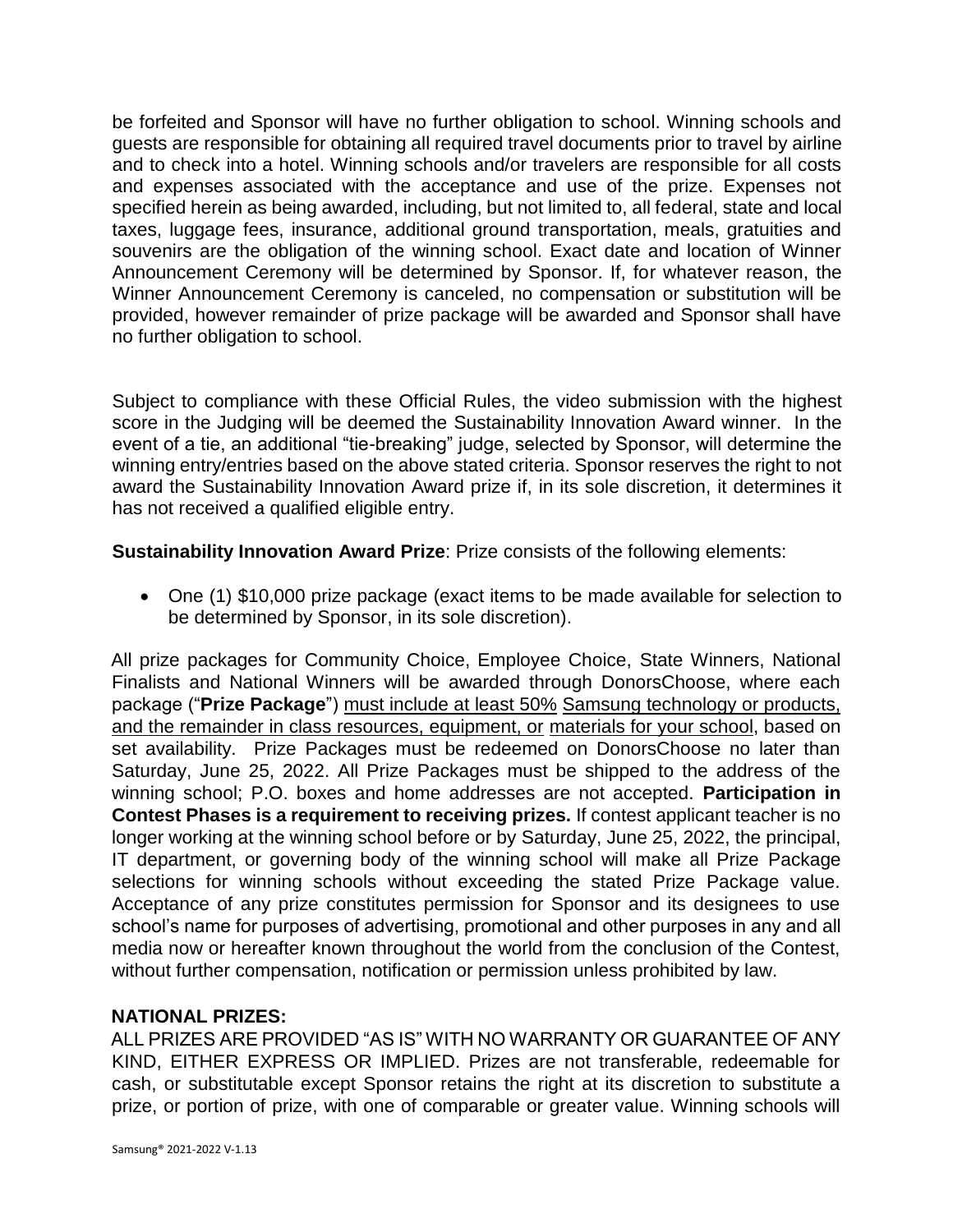be forfeited and Sponsor will have no further obligation to school. Winning schools and guests are responsible for obtaining all required travel documents prior to travel by airline and to check into a hotel. Winning schools and/or travelers are responsible for all costs and expenses associated with the acceptance and use of the prize. Expenses not specified herein as being awarded, including, but not limited to, all federal, state and local taxes, luggage fees, insurance, additional ground transportation, meals, gratuities and souvenirs are the obligation of the winning school. Exact date and location of Winner Announcement Ceremony will be determined by Sponsor. If, for whatever reason, the Winner Announcement Ceremony is canceled, no compensation or substitution will be provided, however remainder of prize package will be awarded and Sponsor shall have no further obligation to school.

Subject to compliance with these Official Rules, the video submission with the highest score in the Judging will be deemed the Sustainability Innovation Award winner. In the event of a tie, an additional "tie-breaking" judge, selected by Sponsor, will determine the winning entry/entries based on the above stated criteria. Sponsor reserves the right to not award the Sustainability Innovation Award prize if, in its sole discretion, it determines it has not received a qualified eligible entry.

**Sustainability Innovation Award Prize**: Prize consists of the following elements:

- One (1) $10,000 prize package (exact items to be made available for selection to be determined by Sponsor, in its sole discretion).

All prize packages for Community Choice, Employee Choice, State Winners, National Finalists and National Winners will be awarded through DonorsChoose, where each package ("**Prize Package**") must include at least 50% Samsung technology or products, and the remainder in class resources, equipment, or materials for your school, based on set availability. Prize Packages must be redeemed on DonorsChoose no later than Saturday, June 25, 2022. All Prize Packages must be shipped to the address of the winning school; P.O. boxes and home addresses are not accepted. **Participation in Contest Phases is a requirement to receiving prizes.** If contest applicant teacher is no longer working at the winning school before or by Saturday, June 25, 2022, the principal, IT department, or governing body of the winning school will make all Prize Package selections for winning schools without exceeding the stated Prize Package value. Acceptance of any prize constitutes permission for Sponsor and its designees to use school's name for purposes of advertising, promotional and other purposes in any and all media now or hereafter known throughout the world from the conclusion of the Contest, without further compensation, notification or permission unless prohibited by law.

**NATIONAL PRIZES:**

ALL PRIZES ARE PROVIDED "AS IS" WITH NO WARRANTY OR GUARANTEE OF ANY KIND, EITHER EXPRESS OR IMPLIED. Prizes are not transferable, redeemable for cash, or substitutable except Sponsor retains the right at its discretion to substitute a prize, or portion of prize, with one of comparable or greater value. Winning schools will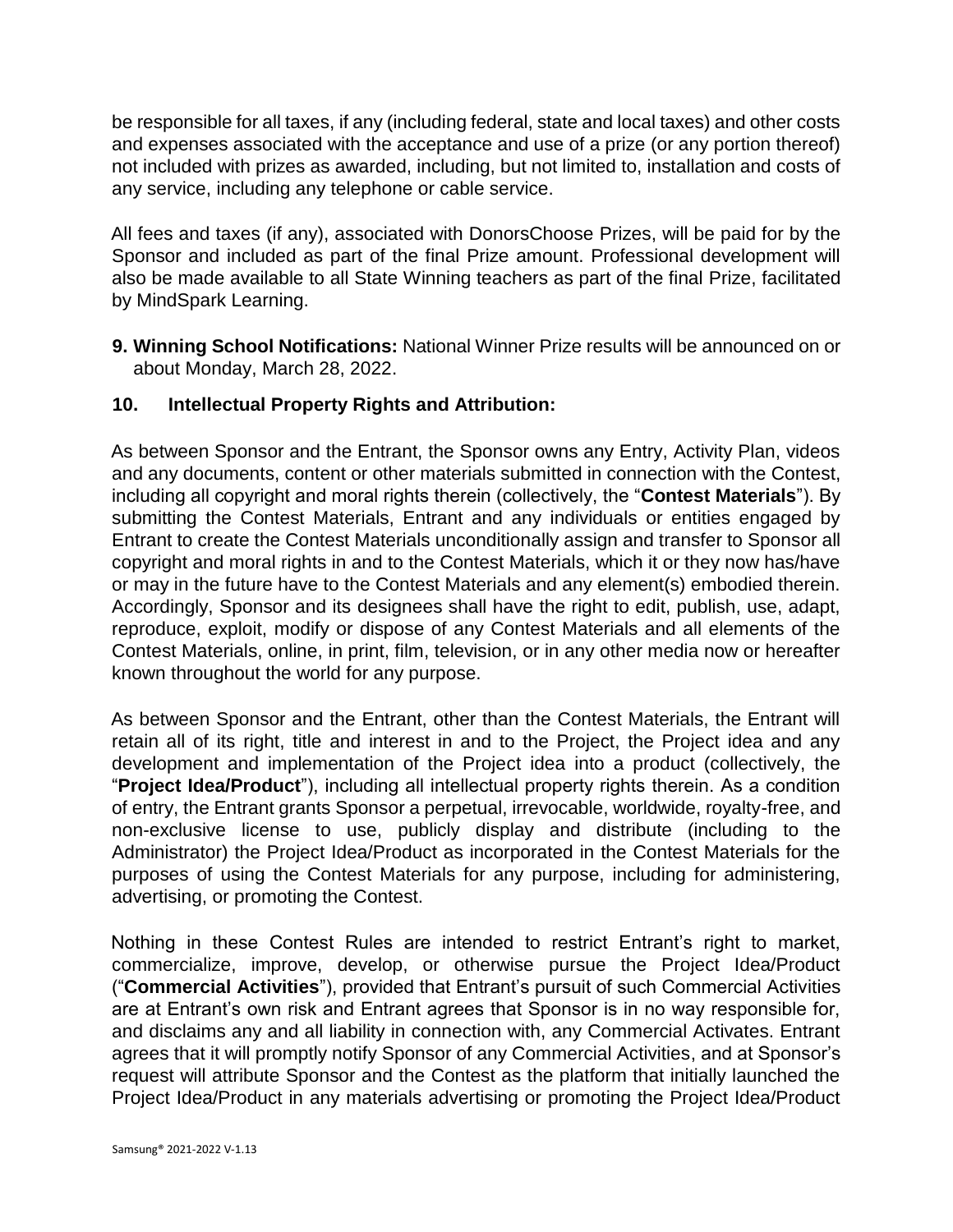be responsible for all taxes, if any (including federal, state and local taxes) and other costs and expenses associated with the acceptance and use of a prize (or any portion thereof) not included with prizes as awarded, including, but not limited to, installation and costs of any service, including any telephone or cable service.

All fees and taxes (if any), associated with DonorsChoose Prizes, will be paid for by the Sponsor and included as part of the final Prize amount. Professional development will also be made available to all State Winning teachers as part of the final Prize, facilitated by MindSpark Learning.

**9. Winning School Notifications:** National Winner Prize results will be announced on or about Monday, March 28, 2022.

**10. Intellectual Property Rights and Attribution:**

As between Sponsor and the Entrant, the Sponsor owns any Entry, Activity Plan, videos and any documents, content or other materials submitted in connection with the Contest, including all copyright and moral rights therein (collectively, the "**Contest Materials**"). By submitting the Contest Materials, Entrant and any individuals or entities engaged by Entrant to create the Contest Materials unconditionally assign and transfer to Sponsor all copyright and moral rights in and to the Contest Materials, which it or they now has/have or may in the future have to the Contest Materials and any element(s) embodied therein. Accordingly, Sponsor and its designees shall have the right to edit, publish, use, adapt, reproduce, exploit, modify or dispose of any Contest Materials and all elements of the Contest Materials, online, in print, film, television, or in any other media now or hereafter known throughout the world for any purpose.

As between Sponsor and the Entrant, other than the Contest Materials, the Entrant will retain all of its right, title and interest in and to the Project, the Project idea and any development and implementation of the Project idea into a product (collectively, the "**Project Idea/Product**"), including all intellectual property rights therein. As a condition of entry, the Entrant grants Sponsor a perpetual, irrevocable, worldwide, royalty-free, and non-exclusive license to use, publicly display and distribute (including to the Administrator) the Project Idea/Product as incorporated in the Contest Materials for the purposes of using the Contest Materials for any purpose, including for administering, advertising, or promoting the Contest.

Nothing in these Contest Rules are intended to restrict Entrant's right to market, commercialize, improve, develop, or otherwise pursue the Project Idea/Product ("**Commercial Activities**"), provided that Entrant's pursuit of such Commercial Activities are at Entrant's own risk and Entrant agrees that Sponsor is in no way responsible for, and disclaims any and all liability in connection with, any Commercial Activates. Entrant agrees that it will promptly notify Sponsor of any Commercial Activities, and at Sponsor's request will attribute Sponsor and the Contest as the platform that initially launched the Project Idea/Product in any materials advertising or promoting the Project Idea/Product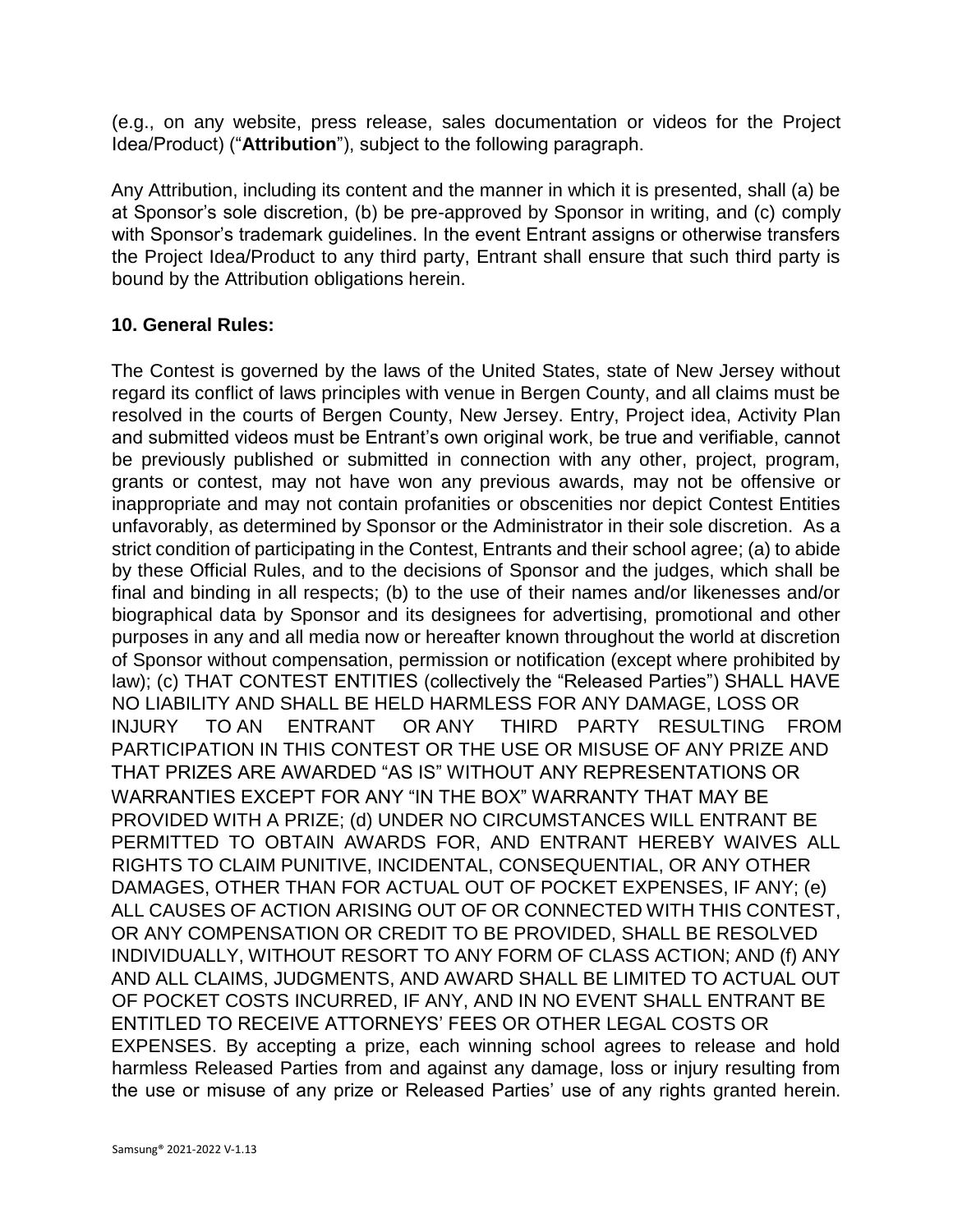(e.g., on any website, press release, sales documentation or videos for the Project Idea/Product) ("**Attribution**"), subject to the following paragraph.

Any Attribution, including its content and the manner in which it is presented, shall (a) be at Sponsor's sole discretion, (b) be pre-approved by Sponsor in writing, and (c) comply with Sponsor's trademark guidelines. In the event Entrant assigns or otherwise transfers the Project Idea/Product to any third party, Entrant shall ensure that such third party is bound by the Attribution obligations herein.

**10. General Rules:**

The Contest is governed by the laws of the United States, state of New Jersey without regard its conflict of laws principles with venue in Bergen County, and all claims must be resolved in the courts of Bergen County, New Jersey. Entry, Project idea, Activity Plan and submitted videos must be Entrant's own original work, be true and verifiable, cannot be previously published or submitted in connection with any other, project, program, grants or contest, may not have won any previous awards, may not be offensive or inappropriate and may not contain profanities or obscenities nor depict Contest Entities unfavorably, as determined by Sponsor or the Administrator in their sole discretion. As a strict condition of participating in the Contest, Entrants and their school agree; (a) to abide by these Official Rules, and to the decisions of Sponsor and the judges, which shall be final and binding in all respects; (b) to the use of their names and/or likenesses and/or biographical data by Sponsor and its designees for advertising, promotional and other purposes in any and all media now or hereafter known throughout the world at discretion of Sponsor without compensation, permission or notification (except where prohibited by law); (c) THAT CONTEST ENTITIES (collectively the "Released Parties") SHALL HAVE NO LIABILITY AND SHALL BE HELD HARMLESS FOR ANY DAMAGE, LOSS OR INJURY TO AN ENTRANT OR ANY THIRD PARTY RESULTING FROM PARTICIPATION IN THIS CONTEST OR THE USE OR MISUSE OF ANY PRIZE AND THAT PRIZES ARE AWARDED "AS IS" WITHOUT ANY REPRESENTATIONS OR WARRANTIES EXCEPT FOR ANY "IN THE BOX" WARRANTY THAT MAY BE PROVIDED WITH A PRIZE; (d) UNDER NO CIRCUMSTANCES WILL ENTRANT BE PERMITTED TO OBTAIN AWARDS FOR, AND ENTRANT HEREBY WAIVES ALL RIGHTS TO CLAIM PUNITIVE, INCIDENTAL, CONSEQUENTIAL, OR ANY OTHER DAMAGES, OTHER THAN FOR ACTUAL OUT OF POCKET EXPENSES, IF ANY; (e) ALL CAUSES OF ACTION ARISING OUT OF OR CONNECTED WITH THIS CONTEST, OR ANY COMPENSATION OR CREDIT TO BE PROVIDED, SHALL BE RESOLVED INDIVIDUALLY, WITHOUT RESORT TO ANY FORM OF CLASS ACTION; AND (f) ANY AND ALL CLAIMS, JUDGMENTS, AND AWARD SHALL BE LIMITED TO ACTUAL OUT OF POCKET COSTS INCURRED, IF ANY, AND IN NO EVENT SHALL ENTRANT BE ENTITLED TO RECEIVE ATTORNEYS' FEES OR OTHER LEGAL COSTS OR EXPENSES. By accepting a prize, each winning school agrees to release and hold harmless Released Parties from and against any damage, loss or injury resulting from the use or misuse of any prize or Released Parties' use of any rights granted herein.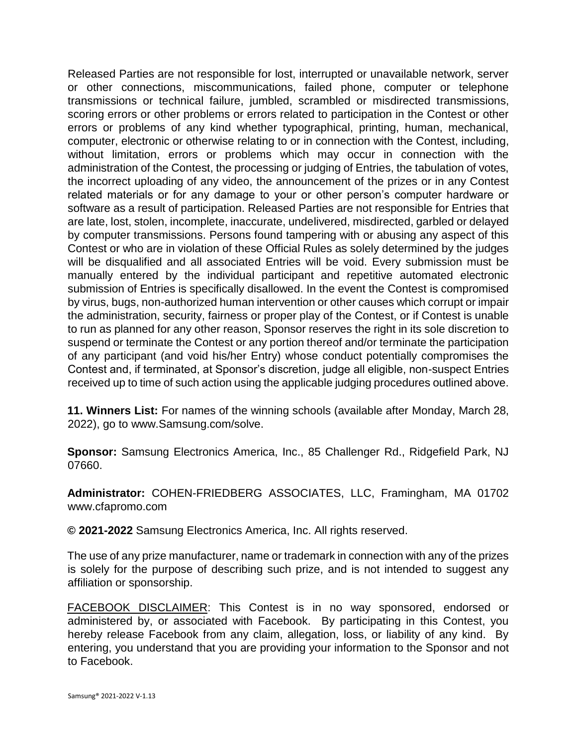Released Parties are not responsible for lost, interrupted or unavailable network, server or other connections, miscommunications, failed phone, computer or telephone transmissions or technical failure, jumbled, scrambled or misdirected transmissions, scoring errors or other problems or errors related to participation in the Contest or other errors or problems of any kind whether typographical, printing, human, mechanical, computer, electronic or otherwise relating to or in connection with the Contest, including, without limitation, errors or problems which may occur in connection with the administration of the Contest, the processing or judging of Entries, the tabulation of votes, the incorrect uploading of any video, the announcement of the prizes or in any Contest related materials or for any damage to your or other person's computer hardware or software as a result of participation. Released Parties are not responsible for Entries that are late, lost, stolen, incomplete, inaccurate, undelivered, misdirected, garbled or delayed by computer transmissions. Persons found tampering with or abusing any aspect of this Contest or who are in violation of these Official Rules as solely determined by the judges will be disqualified and all associated Entries will be void. Every submission must be manually entered by the individual participant and repetitive automated electronic submission of Entries is specifically disallowed. In the event the Contest is compromised by virus, bugs, non-authorized human intervention or other causes which corrupt or impair the administration, security, fairness or proper play of the Contest, or if Contest is unable to run as planned for any other reason, Sponsor reserves the right in its sole discretion to suspend or terminate the Contest or any portion thereof and/or terminate the participation of any participant (and void his/her Entry) whose conduct potentially compromises the Contest and, if terminated, at Sponsor's discretion, judge all eligible, non-suspect Entries received up to time of such action using the applicable judging procedures outlined above.

**11. Winners List:** For names of the winning schools (available after Monday, March 28, 2022), go to www.Samsung.com/solve.

**Sponsor:** Samsung Electronics America, Inc., 85 Challenger Rd., Ridgefield Park, NJ 07660.

**Administrator:** COHEN-FRIEDBERG ASSOCIATES, LLC, Framingham, MA 01702 www.cfapromo.com

**© 2021-2022** Samsung Electronics America, Inc. All rights reserved.

The use of any prize manufacturer, name or trademark in connection with any of the prizes is solely for the purpose of describing such prize, and is not intended to suggest any affiliation or sponsorship.

FACEBOOK DISCLAIMER: This Contest is in no way sponsored, endorsed or administered by, or associated with Facebook. By participating in this Contest, you hereby release Facebook from any claim, allegation, loss, or liability of any kind. By entering, you understand that you are providing your information to the Sponsor and not to Facebook.